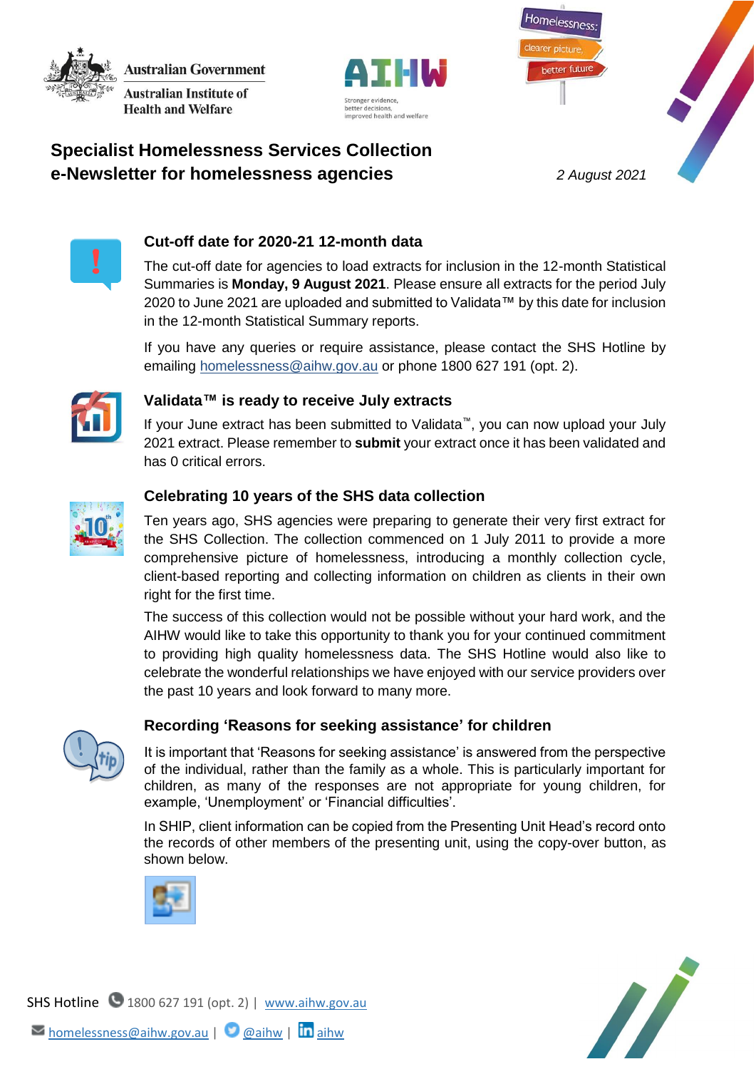Australian Government
Australian Institute of Health and Welfare

# Specialist Homelessness Services Collection e-Newsletter for homelessness agencies

*2 August 2021*

## Cut-off date for 2020-21 12-month data

The cut-off date for agencies to load extracts for inclusion in the 12-month Statistical Summaries is **Monday, 9 August 2021**. Please ensure all extracts for the period July 2020 to June 2021 are uploaded and submitted to Validata™ by this date for inclusion in the 12-month Statistical Summary reports.

If you have any queries or require assistance, please contact the SHS Hotline by emailing homelessness@aihw.gov.au or phone 1800 627 191 (opt. 2).

## Validata™ is ready to receive July extracts

If your June extract has been submitted to Validata™, you can now upload your July 2021 extract. Please remember to **submit** your extract once it has been validated and has 0 critical errors.

## Celebrating 10 years of the SHS data collection

Ten years ago, SHS agencies were preparing to generate their very first extract for the SHS Collection. The collection commenced on 1 July 2011 to provide a more comprehensive picture of homelessness, introducing a monthly collection cycle, client-based reporting and collecting information on children as clients in their own right for the first time.

The success of this collection would not be possible without your hard work, and the AIHW would like to take this opportunity to thank you for your continued commitment to providing high quality homelessness data. The SHS Hotline would also like to celebrate the wonderful relationships we have enjoyed with our service providers over the past 10 years and look forward to many more.

## Recording 'Reasons for seeking assistance' for children

It is important that 'Reasons for seeking assistance' is answered from the perspective of the individual, rather than the family as a whole. This is particularly important for children, as many of the responses are not appropriate for young children, for example, 'Unemployment' or 'Financial difficulties'.

In SHIP, client information can be copied from the Presenting Unit Head's record onto the records of other members of the presenting unit, using the copy-over button, as shown below.

SHS Hotline 1800 627 191 (opt. 2) | www.aihw.gov.au

homelessness@aihw.gov.au | @aihw | aihw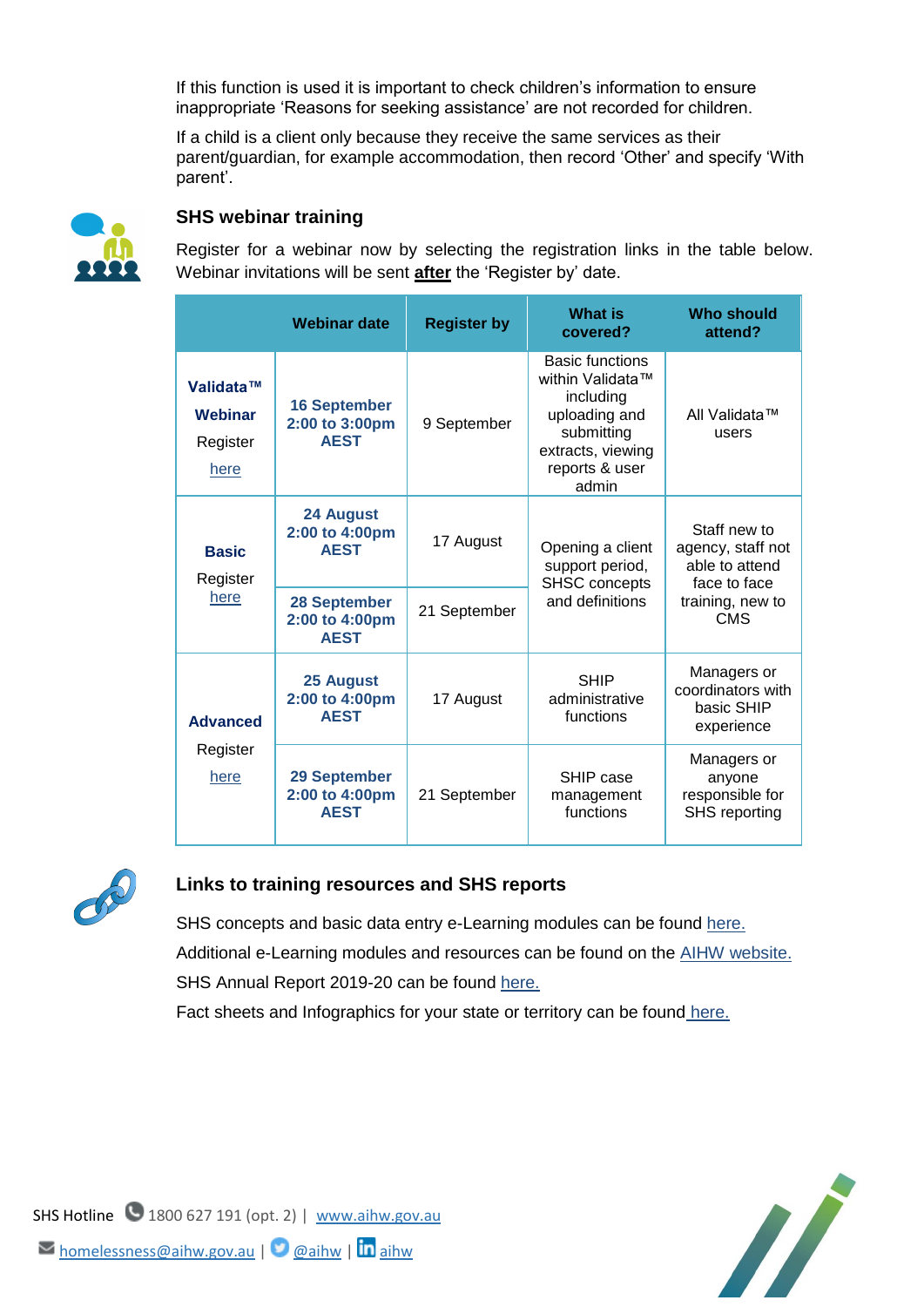If this function is used it is important to check children's information to ensure inappropriate 'Reasons for seeking assistance' are not recorded for children.

If a child is a client only because they receive the same services as their parent/guardian, for example accommodation, then record 'Other' and specify 'With parent'.

## SHS webinar training

Register for a webinar now by selecting the registration links in the table below. Webinar invitations will be sent **after** the 'Register by' date.

| | Webinar date | Register by | What is covered? | Who should attend? |
|---|---|---|---|---|
| **Validata™ Webinar** Register here | **16 September 2:00 to 3:00pm AEST** | 9 September | Basic functions within Validata™ including uploading and submitting extracts, viewing reports & user admin | All Validata™ users |
| **Basic** Register here | **24 August 2:00 to 4:00pm AEST** | 17 August | Opening a client support period, SHSC concepts and definitions | Staff new to agency, staff not able to attend face to face training, new to CMS |
| | **28 September 2:00 to 4:00pm AEST** | 21 September | | |
| **Advanced** Register here | **25 August 2:00 to 4:00pm AEST** | 17 August | SHIP administrative functions | Managers or coordinators with basic SHIP experience |
| | **29 September 2:00 to 4:00pm AEST** | 21 September | SHIP case management functions | Managers or anyone responsible for SHS reporting |

## Links to training resources and SHS reports

SHS concepts and basic data entry e-Learning modules can be found here.

Additional e-Learning modules and resources can be found on the AIHW website.

SHS Annual Report 2019-20 can be found here.

Fact sheets and Infographics for your state or territory can be found here.

SHS Hotline 1800 627 191 (opt. 2) | www.aihw.gov.au

homelessness@aihw.gov.au | @aihw | aihw